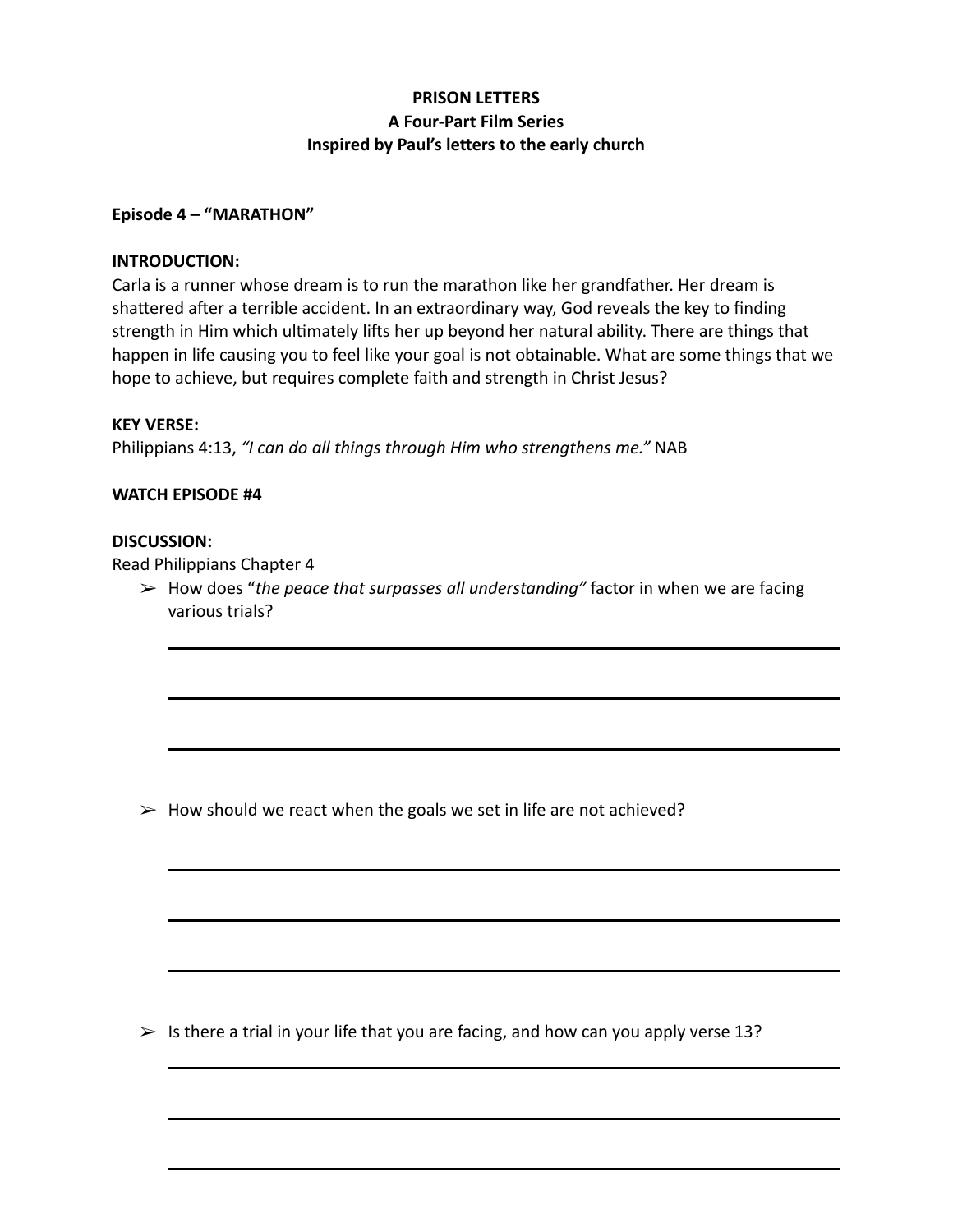**PRISON LETTERS**
**A Four-Part Film Series**
**Inspired by Paul's letters to the early church**

**Episode 4 – "MARATHON"**

**INTRODUCTION:**
Carla is a runner whose dream is to run the marathon like her grandfather. Her dream is shattered after a terrible accident. In an extraordinary way, God reveals the key to finding strength in Him which ultimately lifts her up beyond her natural ability. There are things that happen in life causing you to feel like your goal is not obtainable. What are some things that we hope to achieve, but requires complete faith and strength in Christ Jesus?

**KEY VERSE:**
Philippians 4:13, *"I can do all things through Him who strengthens me."* NAB

**WATCH EPISODE #4**

**DISCUSSION:**
Read Philippians Chapter 4

- How does "*the peace that surpasses all understanding"* factor in when we are facing various trials?

___

___

___

- How should we react when the goals we set in life are not achieved?

___

___

___

- Is there a trial in your life that you are facing, and how can you apply verse 13?

___

___

___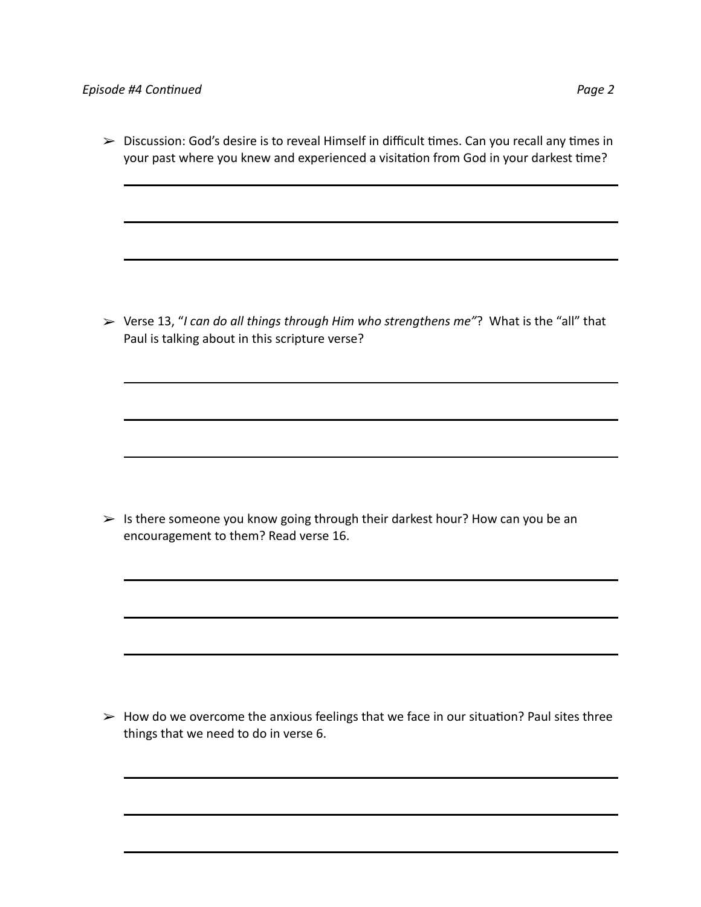- ➢ Discussion: God's desire is to reveal Himself in difficult times. Can you recall any times in your past where you knew and experienced a visitation from God in your darkest time?

______________________________________________________________________

______________________________________________________________________

______________________________________________________________________

- ➢ Verse 13, "*I can do all things through Him who strengthens me"*? What is the "all" that Paul is talking about in this scripture verse?

______________________________________________________________________

______________________________________________________________________

______________________________________________________________________

- ➢ Is there someone you know going through their darkest hour? How can you be an encouragement to them? Read verse 16.

______________________________________________________________________

______________________________________________________________________

______________________________________________________________________

- ➢ How do we overcome the anxious feelings that we face in our situation? Paul sites three things that we need to do in verse 6.

______________________________________________________________________

______________________________________________________________________

______________________________________________________________________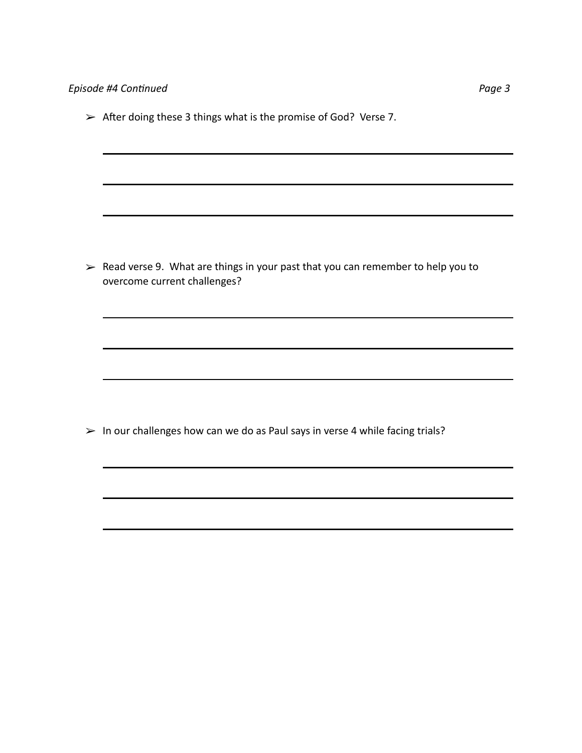- After doing these 3 things what is the promise of God? Verse 7.

- Read verse 9. What are things in your past that you can remember to help you to overcome current challenges?

- In our challenges how can we do as Paul says in verse 4 while facing trials?